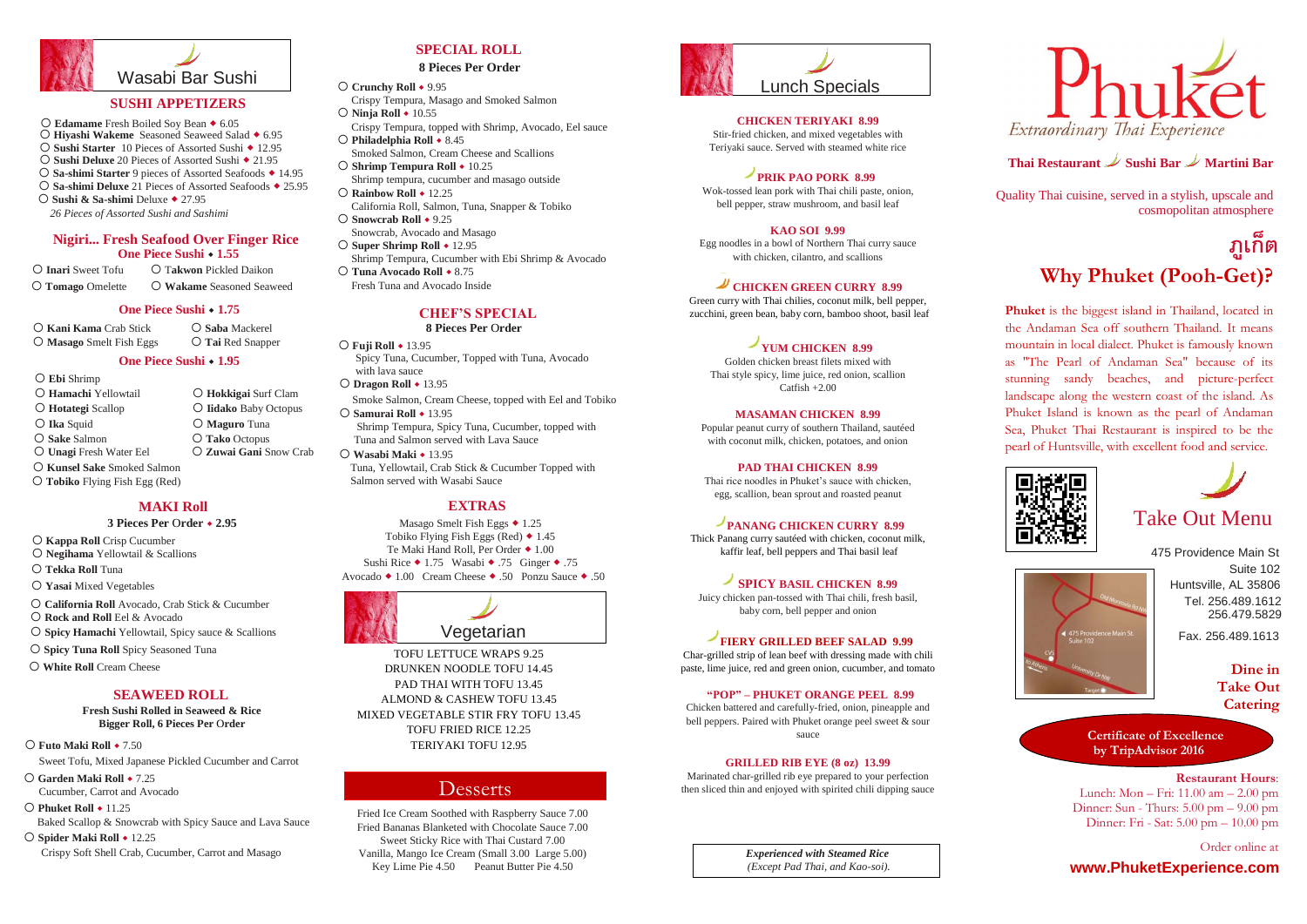# Wasabi Bar Sushi

## SUSHI APPETIZERS

- ○ **Edamame** Fresh Boiled Soy Bean ◆ 6.05
- ○ **Hiyashi Wakeme** Seasoned Seaweed Salad ◆ 6.95
- ○ **Sushi Starter** 10 Pieces of Assorted Sushi ◆ 12.95
- ○ **Sushi Deluxe** 20 Pieces of Assorted Sushi ◆ 21.95
- ○ **Sa-shimi Starter** 9 pieces of Assorted Seafoods ◆ 14.95
- ○ **Sa-shimi Deluxe** 21 Pieces of Assorted Seafoods ◆ 25.95
- ○ **Sushi & Sa-shimi** Deluxe ◆ 27.95
  *26 Pieces of Assorted Sushi and Sashimi*

## Nigiri... Fresh Seafood Over Finger Rice

### One Piece Sushi ◆ 1.55

- ○ **Inari** Sweet Tofu
- ○ **Takwon** Pickled Daikon
- ○ **Tomago** Omelette
- ○ **Wakame** Seasoned Seaweed

### One Piece Sushi ◆ 1.75

- ○ **Kani Kama** Crab Stick
- ○ **Saba** Mackerel
- ○ **Masago** Smelt Fish Eggs
- ○ **Tai** Red Snapper

### One Piece Sushi ◆ 1.95

- ○ **Ebi** Shrimp
- ○ **Hamachi** Yellowtail
- ○ **Hokkigai** Surf Clam
- ○ **Hotategi** Scallop
- ○ **Iidako** Baby Octopus
- ○ **Ika** Squid
- ○ **Maguro** Tuna
- ○ **Sake** Salmon
- ○ **Tako** Octopus
- ○ **Unagi** Fresh Water Eel
- ○ **Zuwai Gani** Snow Crab
- ○ **Kunsel Sake** Smoked Salmon
- ○ **Tobiko** Flying Fish Egg (Red)

## MAKI Roll

**3 Pieces Per Order ◆ 2.95**

- ○ **Kappa Roll** Crisp Cucumber
- ○ **Negihama** Yellowtail & Scallions
- ○ **Tekka Roll** Tuna
- ○ **Yasai** Mixed Vegetables
- ○ **California Roll** Avocado, Crab Stick & Cucumber
- ○ **Rock and Roll** Eel & Avocado
- ○ **Spicy Hamachi** Yellowtail, Spicy sauce & Scallions
- ○ **Spicy Tuna Roll** Spicy Seasoned Tuna
- ○ **White Roll** Cream Cheese

## SEAWEED ROLL

**Fresh Sushi Rolled in Seaweed & Rice**
**Bigger Roll, 6 Pieces Per Order**

- ○ **Futo Maki Roll** ◆ 7.50
  Sweet Tofu, Mixed Japanese Pickled Cucumber and Carrot
- ○ **Garden Maki Roll** ◆ 7.25
  Cucumber, Carrot and Avocado
- ○ **Phuket Roll** ◆ 11.25
  Baked Scallop & Snowcrab with Spicy Sauce and Lava Sauce
- ○ **Spider Maki Roll** ◆ 12.25
  Crispy Soft Shell Crab, Cucumber, Carrot and Masago

## SPECIAL ROLL

**8 Pieces Per Order**

- ○ **Crunchy Roll** ◆ 9.95
  Crispy Tempura, Masago and Smoked Salmon
- ○ **Ninja Roll** ◆ 10.55
  Crispy Tempura, topped with Shrimp, Avocado, Eel sauce
- ○ **Philadelphia Roll** ◆ 8.45
  Smoked Salmon, Cream Cheese and Scallions
- ○ **Shrimp Tempura Roll** ◆ 10.25
  Shrimp tempura, cucumber and masago outside
- ○ **Rainbow Roll** ◆ 12.25
  California Roll, Salmon, Tuna, Snapper & Tobiko
- ○ **Snowcrab Roll** ◆ 9.25
  Snowcrab, Avocado and Masago
- ○ **Super Shrimp Roll** ◆ 12.95
  Shrimp Tempura, Cucumber with Ebi Shrimp & Avocado
- ○ **Tuna Avocado Roll** ◆ 8.75
  Fresh Tuna and Avocado Inside

## CHEF'S SPECIAL

**8 Pieces Per Order**

- ○ **Fuji Roll** ◆ 13.95
  Spicy Tuna, Cucumber, Topped with Tuna, Avocado with lava sauce
- ○ **Dragon Roll** ◆ 13.95
  Smoke Salmon, Cream Cheese, topped with Eel and Tobiko
- ○ **Samurai Roll** ◆ 13.95
  Shrimp Tempura, Spicy Tuna, Cucumber, topped with Tuna and Salmon served with Lava Sauce
- ○ **Wasabi Maki** ◆ 13.95
  Tuna, Yellowtail, Crab Stick & Cucumber Topped with Salmon served with Wasabi Sauce

## EXTRAS

Masago Smelt Fish Eggs ◆ 1.25
Tobiko Flying Fish Eggs (Red) ◆ 1.45
Te Maki Hand Roll, Per Order ◆ 1.00
Sushi Rice ◆ 1.75 Wasabi ◆ .75 Ginger ◆ .75
Avocado ◆ 1.00 Cream Cheese ◆ .50 Ponzu Sauce ◆ .50

# Vegetarian

TOFU LETTUCE WRAPS 9.25
DRUNKEN NOODLE TOFU 14.45
PAD THAI WITH TOFU 13.45
ALMOND & CASHEW TOFU 13.45
MIXED VEGETABLE STIR FRY TOFU 13.45
TOFU FRIED RICE 12.25
TERIYAKI TOFU 12.95

# Desserts

Fried Ice Cream Soothed with Raspberry Sauce 7.00
Fried Bananas Blanketed with Chocolate Sauce 7.00
Sweet Sticky Rice with Thai Custard 7.00
Vanilla, Mango Ice Cream (Small 3.00 Large 5.00)
Key Lime Pie 4.50 Peanut Butter Pie 4.50

# Lunch Specials

**CHICKEN TERIYAKI 8.99**
Stir-fried chicken, and mixed vegetables with Teriyaki sauce. Served with steamed white rice

**PRIK PAO PORK 8.99**
Wok-tossed lean pork with Thai chili paste, onion, bell pepper, straw mushroom, and basil leaf

**KAO SOI 9.99**
Egg noodles in a bowl of Northern Thai curry sauce with chicken, cilantro, and scallions

**CHICKEN GREEN CURRY 8.99**
Green curry with Thai chilies, coconut milk, bell pepper, zucchini, green bean, baby corn, bamboo shoot, basil leaf

**YUM CHICKEN 8.99**
Golden chicken breast filets mixed with Thai style spicy, lime juice, red onion, scallion
Catfish +2.00

**MASAMAN CHICKEN 8.99**
Popular peanut curry of southern Thailand, sautéed with coconut milk, chicken, potatoes, and onion

**PAD THAI CHICKEN 8.99**
Thai rice noodles in Phuket's sauce with chicken, egg, scallion, bean sprout and roasted peanut

**PANANG CHICKEN CURRY 8.99**
Thick Panang curry sautéed with chicken, coconut milk, kaffir leaf, bell peppers and Thai basil leaf

**SPICY BASIL CHICKEN 8.99**
Juicy chicken pan-tossed with Thai chili, fresh basil, baby corn, bell pepper and onion

**FIERY GRILLED BEEF SALAD 9.99**
Char-grilled strip of lean beef with dressing made with chili paste, lime juice, red and green onion, cucumber, and tomato

**"POP" – PHUKET ORANGE PEEL 8.99**
Chicken battered and carefully-fried, onion, pineapple and bell peppers. Paired with Phuket orange peel sweet & sour sauce

**GRILLED RIB EYE (8 oz) 13.99**
Marinated char-grilled rib eye prepared to your perfection then sliced thin and enjoyed with spirited chili dipping sauce

*Experienced with Steamed Rice*
*(Except Pad Thai, and Kao-soi).*

# Phuket

*Extraordinary Thai Experience*

**Thai Restaurant · Sushi Bar · Martini Bar**

Quality Thai cuisine, served in a stylish, upscale and cosmopolitan atmosphere

## ภูเก็ต
## Why Phuket (Pooh-Get)?

**Phuket** is the biggest island in Thailand, located in the Andaman Sea off southern Thailand. It means mountain in local dialect. Phuket is famously known as "The Pearl of Andaman Sea" because of its stunning sandy beaches, and picture-perfect landscape along the western coast of the island. As Phuket Island is known as the pearl of Andaman Sea, Phuket Thai Restaurant is inspired to be the pearl of Huntsville, with excellent food and service.

# Take Out Menu

475 Providence Main St
Suite 102
Huntsville, AL 35806
Tel. 256.489.1612
256.479.5829
Fax. 256.489.1613

**Dine in**
**Take Out**
**Catering**

**Certificate of Excellence by TripAdvisor 2016**

**Restaurant Hours**:
Lunch: Mon – Fri: 11.00 am – 2.00 pm
Dinner: Sun - Thurs: 5.00 pm – 9.00 pm
Dinner: Fri - Sat: 5.00 pm – 10.00 pm

Order online at
**www.PhuketExperience.com**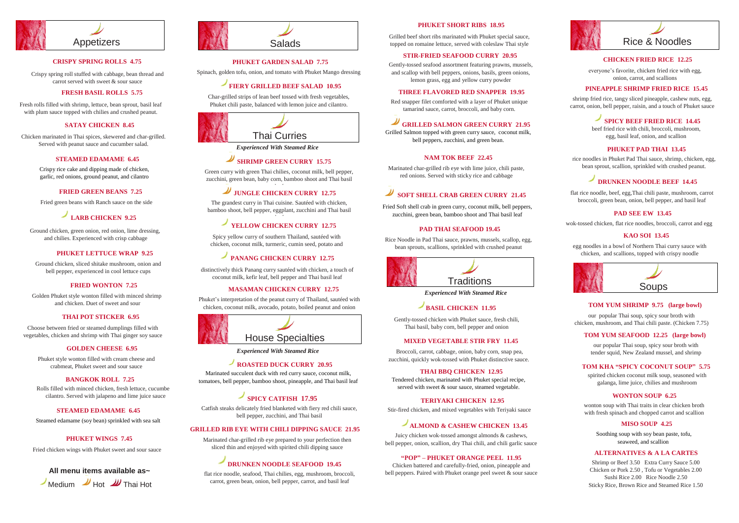## Appetizers

**CRISPY SPRING ROLLS 4.75**

Crispy spring roll stuffed with cabbage, bean thread and carrot served with sweet & sour sauce

**FRESH BASIL ROLLS 5.75**

Fresh rolls filled with shrimp, lettuce, bean sprout, basil leaf with plum sauce topped with chilies and crushed peanut.

**SATAY CHICKEN 8.45**

Chicken marinated in Thai spices, skewered and char-grilled. Served with peanut sauce and cucumber salad.

**STEAMED EDAMAME 6.45**

Crispy rice cake and dipping made of chicken, garlic, red onions, ground peanut, and cilantro

**FRIED GREEN BEANS 7.25**

Fried green beans with Ranch sauce on the side

**LARB CHICKEN 9.25**

Ground chicken, green onion, red onion, lime dressing, and chilies. Experienced with crisp cabbage

**PHUKET LETTUCE WRAP 9.25**

Ground chicken, sliced shitake mushroom, onion and bell pepper, experienced in cool lettuce cups

**FRIED WONTON 7.25**

Golden Phuket style wonton filled with minced shrimp and chicken. Duet of sweet and sour

**THAI POT STICKER 6.95**

Choose between fried or steamed dumplings filled with vegetables, chicken and shrimp with Thai ginger soy sauce

**GOLDEN CHEESE 6.95**

Phuket style wonton filled with cream cheese and crabmeat, Phuket sweet and sour sauce

**BANGKOK ROLL 7.25**

Rolls filled with minced chicken, fresh lettuce, cucumbe cilantro. Served with jalapeno and lime juice sauce

**STEAMED EDAMAME 6.45**

Steamed edamame (soy bean) sprinkled with sea salt

**PHUKET WINGS 7.45**

Fried chicken wings with Phuket sweet and sour sauce

**All menu items available as~**

Medium Hot Thai Hot

## Salads

**PHUKET GARDEN SALAD 7.75**

Spinach, golden tofu, onion, and tomato with Phuket Mango dressing

**FIERY GRILLED BEEF SALAD 10.95**

Char-grilled strips of lean beef tossed with fresh vegetables, Phuket chili paste, balanced with lemon juice and cilantro.

## Thai Curries

*Experienced With Steamed Rice*

**SHRIMP GREEN CURRY 15.75**

Green curry with green Thai chilies, coconut milk, bell pepper, zucchini, green bean, baby corn, bamboo shoot and Thai basil

**JUNGLE CHICKEN CURRY 12.75**

The grandest curry in Thai cuisine. Sautéed with chicken, bamboo shoot, bell pepper, eggplant, zucchini and Thai basil

**YELLOW CHICKEN CURRY 12.75**

Spicy yellow curry of southern Thailand, sautéed with chicken, coconut milk, turmeric, cumin seed, potato and

**PANANG CHICKEN CURRY 12.75**

distinctively thick Panang curry sautéed with chicken, a touch of coconut milk, kefir leaf, bell pepper and Thai basil leaf

**MASAMAN CHICKEN CURRY 12.75**

Phuket's interpretation of the peanut curry of Thailand, sautéed with chicken, coconut milk, avocado, potato, boiled peanut and onion

## House Specialties

*Experienced With Steamed Rice*

**ROASTED DUCK CURRY 20.95**

Marinated succulent duck with red curry sauce, coconut milk, tomatoes, bell pepper, bamboo shoot, pineapple, and Thai basil leaf

**SPICY CATFISH 17.95**

Catfish steaks delicately fried blanketed with fiery red chili sauce, bell pepper, zucchini, and Thai basil

**GRILLED RIB EYE WITH CHILI DIPPING SAUCE 21.95**

Marinated char-grilled rib eye prepared to your perfection then sliced thin and enjoyed with spirited chili dipping sauce

**DRUNKEN NOODLE SEAFOOD 19.45**

flat rice noodle, seafood, Thai chilies, egg, mushroom, broccoli, carrot, green bean, onion, bell pepper, carrot, and basil leaf

**PHUKET SHORT RIBS 18.95**

Grilled beef short ribs marinated with Phuket special sauce, topped on romaine lettuce, served with coleslaw Thai style

**STIR-FRIED SEAFOOD CURRY 20.95**

Gently-tossed seafood assortment featuring prawns, mussels, and scallop with bell peppers, onions, basils, green onions, lemon grass, egg and yellow curry powder

**THREE FLAVORED RED SNAPPER 19.95**

Red snapper filet comforted with a layer of Phuket unique tamarind sauce, carrot, broccoli, and baby corn.

**GRILLED SALMON GREEN CURRY 21.95**

Grilled Salmon topped with green curry sauce, coconut milk, bell peppers, zucchini, and green bean.

**NAM TOK BEEF 22.45**

Marinated char-grilled rib eye with lime juice, chili paste, red onions. Served with sticky rice and cabbage

**SOFT SHELL CRAB GREEN CURRY 21.45**

Fried Soft shell crab in green curry, coconut milk, bell peppers, zucchini, green bean, bamboo shoot and Thai basil leaf

**PAD THAI SEAFOOD 19.45**

Rice Noodle in Pad Thai sauce, prawns, mussels, scallop, egg, bean sprouts, scallions, sprinkled with crushed peanut

## Traditions

*Experienced With Steamed Rice*

**BASIL CHICKEN 11.95**

Gently-tossed chicken with Phuket sauce, fresh chili, Thai basil, baby corn, bell pepper and onion

**MIXED VEGETABLE STIR FRY 11.45**

Broccoli, carrot, cabbage, onion, baby corn, snap pea, zucchini, quickly wok-tossed with Phuket distinctive sauce.

**THAI BBQ CHICKEN 12.95**

Tendered chicken, marinated with Phuket special recipe, served with sweet & sour sauce, steamed vegetable.

**TERIYAKI CHICKEN 12.95**

Stir-fired chicken, and mixed vegetables with Teriyaki sauce

**ALMOND & CASHEW CHICKEN 13.45**

Juicy chicken wok-tossed amongst almonds & cashews, bell pepper, onion, scallion, dry Thai chili, and chili garlic sauce

**"POP" – PHUKET ORANGE PEEL 11.95**

Chicken battered and carefully-fried, onion, pineapple and bell peppers. Paired with Phuket orange peel sweet & sour sauce

## Rice & Noodles

**CHICKEN FRIED RICE 12.25**

everyone's favorite, chicken fried rice with egg, onion, carrot, and scallions

**PINEAPPLE SHRIMP FRIED RICE 15.45**

shrimp fried rice, tangy sliced pineapple, cashew nuts, egg, carrot, onion, bell pepper, raisin, and a touch of Phuket sauce

**SPICY BEEF FRIED RICE 14.45**

beef fried rice with chili, broccoli, mushroom, egg, basil leaf, onion, and scallion

**PHUKET PAD THAI 13.45**

rice noodles in Phuket Pad Thai sauce, shrimp, chicken, egg, bean sprout, scallion, sprinkled with crushed peanut.

**DRUNKEN NOODLE BEEF 14.45**

flat rice noodle, beef, egg,Thai chili paste, mushroom, carrot broccoli, green bean, onion, bell pepper, and basil leaf

**PAD SEE EW 13.45**

wok-tossed chicken, flat rice noodles, broccoli, carrot and egg

**KAO SOI 13.45**

egg noodles in a bowl of Northern Thai curry sauce with chicken, and scallions, topped with crispy noodle

## Soups

**TOM YUM SHRIMP 9.75 (large bowl)**

our popular Thai soup, spicy sour broth with chicken, mushroom, and Thai chili paste. (Chicken 7.75)

**TOM YUM SEAFOOD 12.25 (large bowl)**

our popular Thai soup, spicy sour broth with tender squid, New Zealand mussel, and shrimp

**TOM KHA "SPICY COCONUT SOUP" 5.75**

spirited chicken coconut milk soup, seasoned with galanga, lime juice, chilies and mushroom

**WONTON SOUP 6.25**

wonton soup with Thai traits in clear chicken broth with fresh spinach and chopped carrot and scallion

**MISO SOUP 4.25**

Soothing soup with soy bean paste, tofu, seaweed, and scallion

**ALTERNATIVES & A LA CARTES**

Shrimp or Beef 3.50 Extra Curry Sauce 5.00
Chicken or Pork 2.50 , Tofu or Vegetables 2.00
Sushi Rice 2.00 Rice Noodle 2.50
Sticky Rice, Brown Rice and Steamed Rice 1.50